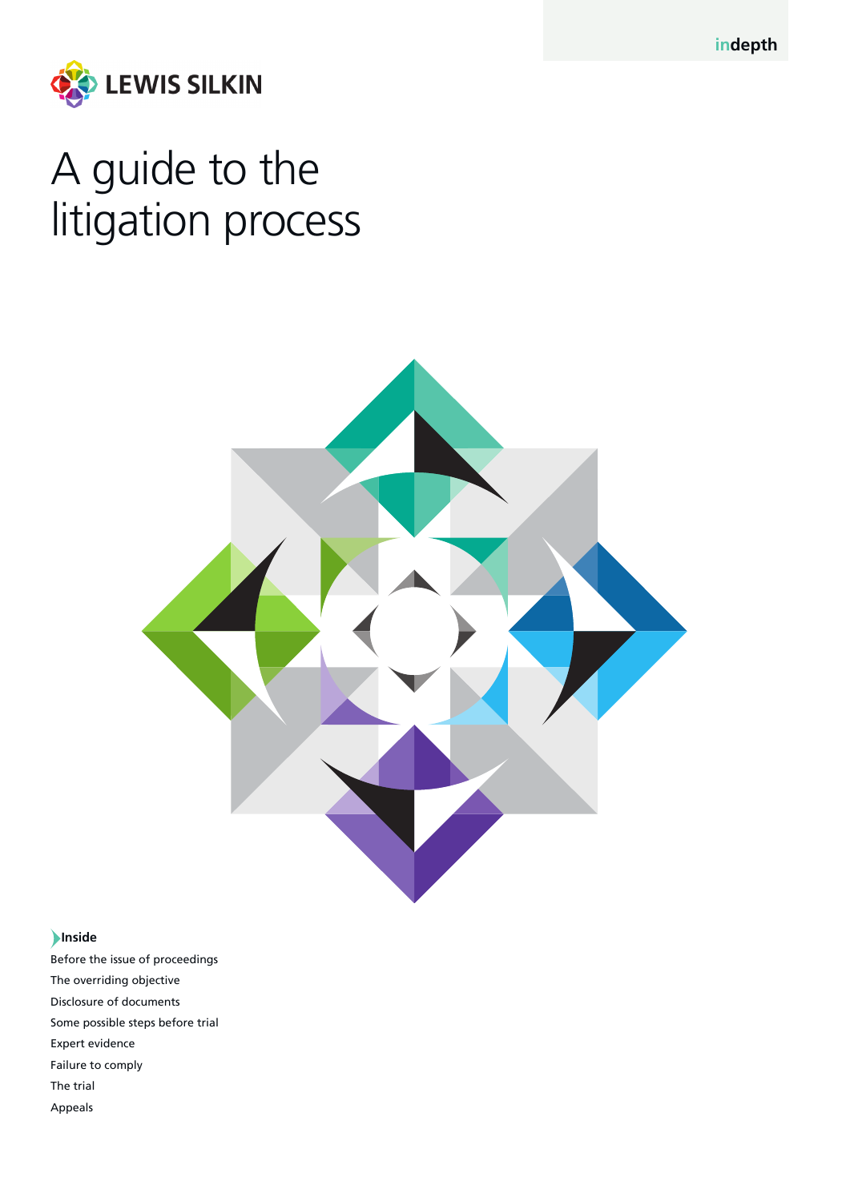indepth

LEWIS SILKIN

# A guide to the litigation process

**Inside**

Before the issue of proceedings

The overriding objective

Disclosure of documents

Some possible steps before trial

Expert evidence

Failure to comply

The trial

Appeals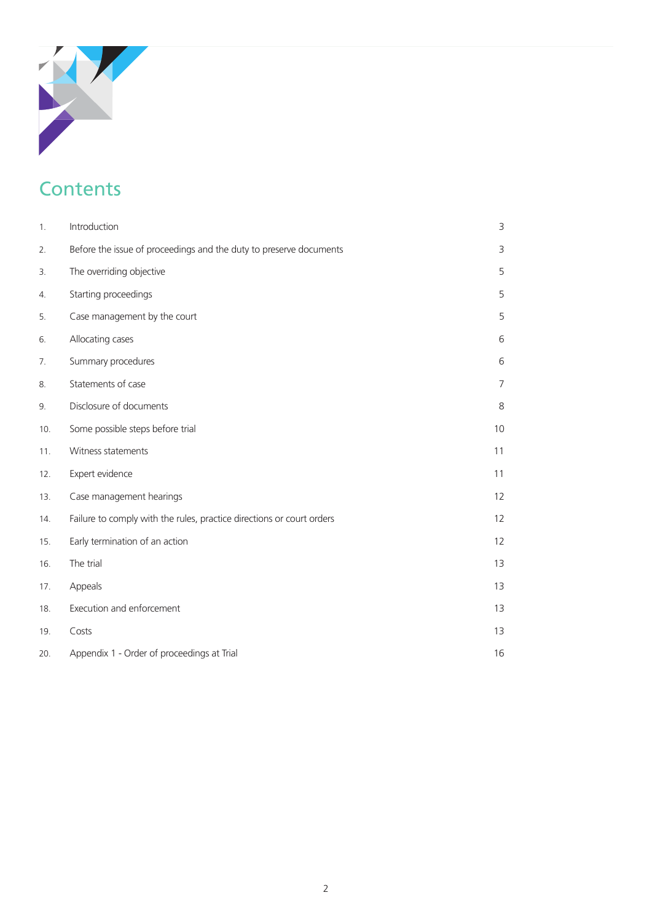# Contents

| | | |
|---|---|---|
| 1. | Introduction | 3 |
| 2. | Before the issue of proceedings and the duty to preserve documents | 3 |
| 3. | The overriding objective | 5 |
| 4. | Starting proceedings | 5 |
| 5. | Case management by the court | 5 |
| 6. | Allocating cases | 6 |
| 7. | Summary procedures | 6 |
| 8. | Statements of case | 7 |
| 9. | Disclosure of documents | 8 |
| 10. | Some possible steps before trial | 10 |
| 11. | Witness statements | 11 |
| 12. | Expert evidence | 11 |
| 13. | Case management hearings | 12 |
| 14. | Failure to comply with the rules, practice directions or court orders | 12 |
| 15. | Early termination of an action | 12 |
| 16. | The trial | 13 |
| 17. | Appeals | 13 |
| 18. | Execution and enforcement | 13 |
| 19. | Costs | 13 |
| 20. | Appendix 1 - Order of proceedings at Trial | 16 |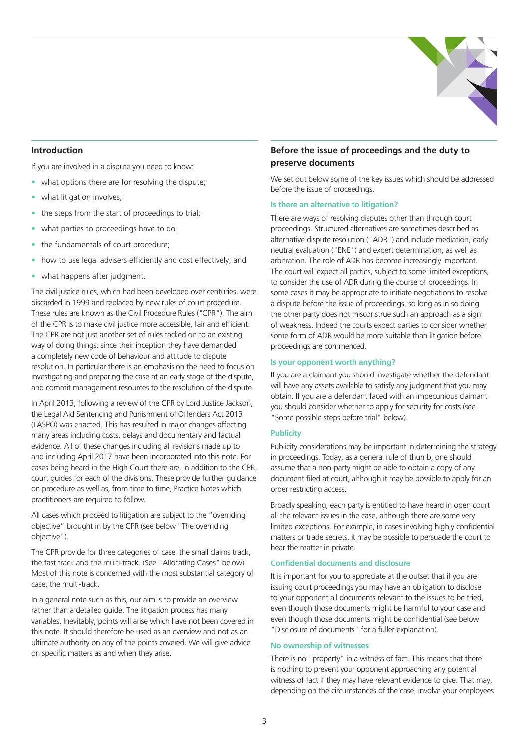## Introduction

If you are involved in a dispute you need to know:

- what options there are for resolving the dispute;
- what litigation involves;
- the steps from the start of proceedings to trial;
- what parties to proceedings have to do;
- the fundamentals of court procedure;
- how to use legal advisers efficiently and cost effectively; and
- what happens after judgment.

The civil justice rules, which had been developed over centuries, were discarded in 1999 and replaced by new rules of court procedure. These rules are known as the Civil Procedure Rules ("CPR"). The aim of the CPR is to make civil justice more accessible, fair and efficient. The CPR are not just another set of rules tacked on to an existing way of doing things: since their inception they have demanded a completely new code of behaviour and attitude to dispute resolution. In particular there is an emphasis on the need to focus on investigating and preparing the case at an early stage of the dispute, and commit management resources to the resolution of the dispute.

In April 2013, following a review of the CPR by Lord Justice Jackson, the Legal Aid Sentencing and Punishment of Offenders Act 2013 (LASPO) was enacted. This has resulted in major changes affecting many areas including costs, delays and documentary and factual evidence. All of these changes including all revisions made up to and including April 2017 have been incorporated into this note. For cases being heard in the High Court there are, in addition to the CPR, court guides for each of the divisions. These provide further guidance on procedure as well as, from time to time, Practice Notes which practitioners are required to follow.

All cases which proceed to litigation are subject to the "overriding objective" brought in by the CPR (see below "The overriding objective").

The CPR provide for three categories of case: the small claims track, the fast track and the multi-track. (See "Allocating Cases" below) Most of this note is concerned with the most substantial category of case, the multi-track.

In a general note such as this, our aim is to provide an overview rather than a detailed guide. The litigation process has many variables. Inevitably, points will arise which have not been covered in this note. It should therefore be used as an overview and not as an ultimate authority on any of the points covered. We will give advice on specific matters as and when they arise.

## Before the issue of proceedings and the duty to preserve documents

We set out below some of the key issues which should be addressed before the issue of proceedings.

### Is there an alternative to litigation?

There are ways of resolving disputes other than through court proceedings. Structured alternatives are sometimes described as alternative dispute resolution ("ADR") and include mediation, early neutral evaluation ("ENE") and expert determination, as well as arbitration. The role of ADR has become increasingly important. The court will expect all parties, subject to some limited exceptions, to consider the use of ADR during the course of proceedings. In some cases it may be appropriate to initiate negotiations to resolve a dispute before the issue of proceedings, so long as in so doing the other party does not misconstrue such an approach as a sign of weakness. Indeed the courts expect parties to consider whether some form of ADR would be more suitable than litigation before proceedings are commenced.

### Is your opponent worth anything?

If you are a claimant you should investigate whether the defendant will have any assets available to satisfy any judgment that you may obtain. If you are a defendant faced with an impecunious claimant you should consider whether to apply for security for costs (see "Some possible steps before trial" below).

### Publicity

Publicity considerations may be important in determining the strategy in proceedings. Today, as a general rule of thumb, one should assume that a non-party might be able to obtain a copy of any document filed at court, although it may be possible to apply for an order restricting access.

Broadly speaking, each party is entitled to have heard in open court all the relevant issues in the case, although there are some very limited exceptions. For example, in cases involving highly confidential matters or trade secrets, it may be possible to persuade the court to hear the matter in private.

### Confidential documents and disclosure

It is important for you to appreciate at the outset that if you are issuing court proceedings you may have an obligation to disclose to your opponent all documents relevant to the issues to be tried, even though those documents might be harmful to your case and even though those documents might be confidential (see below "Disclosure of documents" for a fuller explanation).

### No ownership of witnesses

There is no "property" in a witness of fact. This means that there is nothing to prevent your opponent approaching any potential witness of fact if they may have relevant evidence to give. That may, depending on the circumstances of the case, involve your employees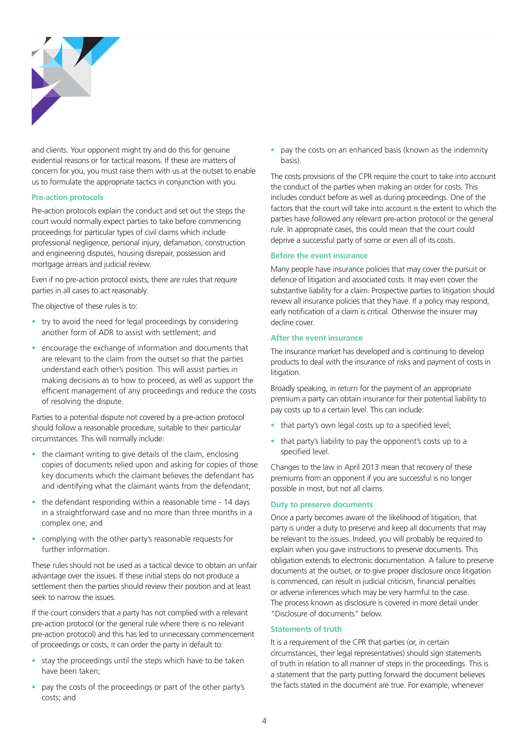and clients. Your opponent might try and do this for genuine evidential reasons or for tactical reasons. If these are matters of concern for you, you must raise them with us at the outset to enable us to formulate the appropriate tactics in conjunction with you.

### Pre-action protocols

Pre-action protocols explain the conduct and set out the steps the court would normally expect parties to take before commencing proceedings for particular types of civil claims which include professional negligence, personal injury, defamation, construction and engineering disputes, housing disrepair, possession and mortgage arrears and judicial review.

Even if no pre-action protocol exists, there are rules that require parties in all cases to act reasonably.

The objective of these rules is to:

- try to avoid the need for legal proceedings by considering another form of ADR to assist with settlement; and
- encourage the exchange of information and documents that are relevant to the claim from the outset so that the parties understand each other's position. This will assist parties in making decisions as to how to proceed, as well as support the efficient management of any proceedings and reduce the costs of resolving the dispute.

Parties to a potential dispute not covered by a pre-action protocol should follow a reasonable procedure, suitable to their particular circumstances. This will normally include:

- the claimant writing to give details of the claim, enclosing copies of documents relied upon and asking for copies of those key documents which the claimant believes the defendant has and identifying what the claimant wants from the defendant;
- the defendant responding within a reasonable time - 14 days in a straightforward case and no more than three months in a complex one; and
- complying with the other party's reasonable requests for further information.

These rules should not be used as a tactical device to obtain an unfair advantage over the issues. If these initial steps do not produce a settlement then the parties should review their position and at least seek to narrow the issues.

If the court considers that a party has not complied with a relevant pre-action protocol (or the general rule where there is no relevant pre-action protocol) and this has led to unnecessary commencement of proceedings or costs, it can order the party in default to:

- stay the proceedings until the steps which have to be taken have been taken;
- pay the costs of the proceedings or part of the other party's costs; and
- pay the costs on an enhanced basis (known as the indemnity basis).

The costs provisions of the CPR require the court to take into account the conduct of the parties when making an order for costs. This includes conduct before as well as during proceedings. One of the factors that the court will take into account is the extent to which the parties have followed any relevant pre-action protocol or the general rule. In appropriate cases, this could mean that the court could deprive a successful party of some or even all of its costs.

### Before the event insurance

Many people have insurance policies that may cover the pursuit or defence of litigation and associated costs. It may even cover the substantive liability for a claim. Prospective parties to litigation should review all insurance policies that they have. If a policy may respond, early notification of a claim is critical. Otherwise the insurer may decline cover.

### After the event insurance

The insurance market has developed and is continuing to develop products to deal with the insurance of risks and payment of costs in litigation.

Broadly speaking, in return for the payment of an appropriate premium a party can obtain insurance for their potential liability to pay costs up to a certain level. This can include:

- that party's own legal costs up to a specified level;
- that party's liability to pay the opponent's costs up to a specified level.

Changes to the law in April 2013 mean that recovery of these premiums from an opponent if you are successful is no longer possible in most, but not all claims.

### Duty to preserve documents

Once a party becomes aware of the likelihood of litigation, that party is under a duty to preserve and keep all documents that may be relevant to the issues. Indeed, you will probably be required to explain when you gave instructions to preserve documents. This obligation extends to electronic documentation. A failure to preserve documents at the outset, or to give proper disclosure once litigation is commenced, can result in judicial criticism, financial penalties or adverse inferences which may be very harmful to the case. The process known as disclosure is covered in more detail under "Disclosure of documents" below.

### Statements of truth

It is a requirement of the CPR that parties (or, in certain circumstances, their legal representatives) should sign statements of truth in relation to all manner of steps in the proceedings. This is a statement that the party putting forward the document believes the facts stated in the document are true. For example, whenever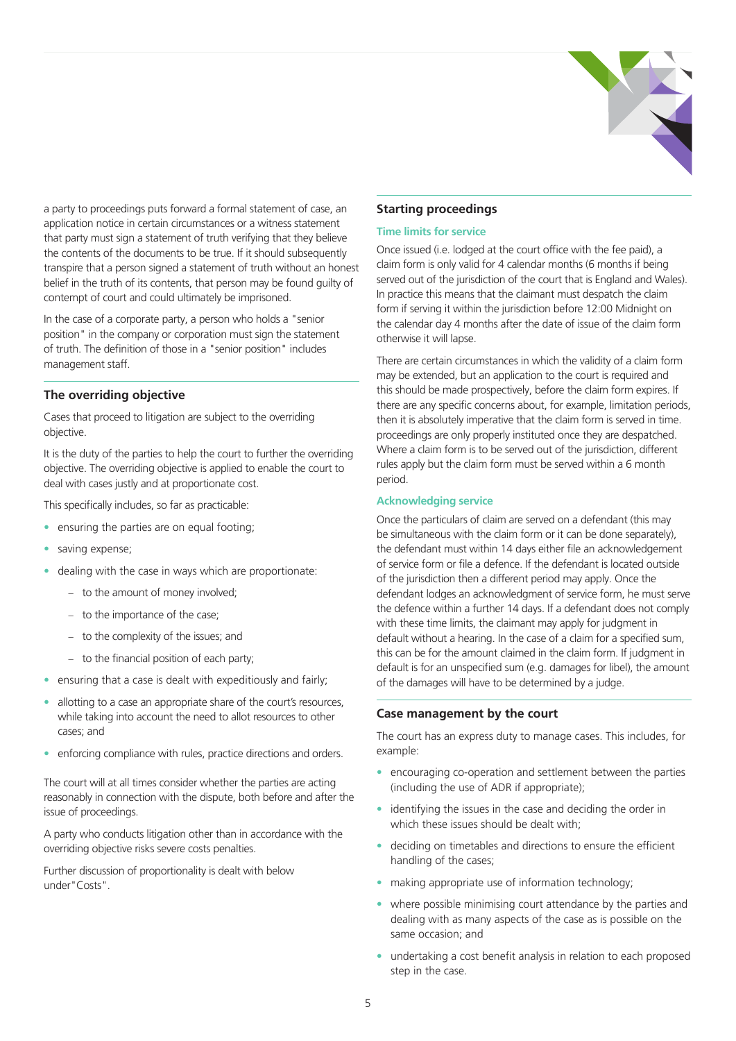a party to proceedings puts forward a formal statement of case, an application notice in certain circumstances or a witness statement that party must sign a statement of truth verifying that they believe the contents of the documents to be true. If it should subsequently transpire that a person signed a statement of truth without an honest belief in the truth of its contents, that person may be found guilty of contempt of court and could ultimately be imprisoned.

In the case of a corporate party, a person who holds a "senior position" in the company or corporation must sign the statement of truth. The definition of those in a "senior position" includes management staff.

## The overriding objective

Cases that proceed to litigation are subject to the overriding objective.

It is the duty of the parties to help the court to further the overriding objective. The overriding objective is applied to enable the court to deal with cases justly and at proportionate cost.

This specifically includes, so far as practicable:

- ensuring the parties are on equal footing;
- saving expense;
- dealing with the case in ways which are proportionate:
  - to the amount of money involved;
  - to the importance of the case;
  - to the complexity of the issues; and
  - to the financial position of each party;
- ensuring that a case is dealt with expeditiously and fairly;
- allotting to a case an appropriate share of the court's resources, while taking into account the need to allot resources to other cases; and
- enforcing compliance with rules, practice directions and orders.

The court will at all times consider whether the parties are acting reasonably in connection with the dispute, both before and after the issue of proceedings.

A party who conducts litigation other than in accordance with the overriding objective risks severe costs penalties.

Further discussion of proportionality is dealt with below under"Costs".

## Starting proceedings

### Time limits for service

Once issued (i.e. lodged at the court office with the fee paid), a claim form is only valid for 4 calendar months (6 months if being served out of the jurisdiction of the court that is England and Wales). In practice this means that the claimant must despatch the claim form if serving it within the jurisdiction before 12:00 Midnight on the calendar day 4 months after the date of issue of the claim form otherwise it will lapse.

There are certain circumstances in which the validity of a claim form may be extended, but an application to the court is required and this should be made prospectively, before the claim form expires. If there are any specific concerns about, for example, limitation periods, then it is absolutely imperative that the claim form is served in time. proceedings are only properly instituted once they are despatched. Where a claim form is to be served out of the jurisdiction, different rules apply but the claim form must be served within a 6 month period.

### Acknowledging service

Once the particulars of claim are served on a defendant (this may be simultaneous with the claim form or it can be done separately), the defendant must within 14 days either file an acknowledgement of service form or file a defence. If the defendant is located outside of the jurisdiction then a different period may apply. Once the defendant lodges an acknowledgment of service form, he must serve the defence within a further 14 days. If a defendant does not comply with these time limits, the claimant may apply for judgment in default without a hearing. In the case of a claim for a specified sum, this can be for the amount claimed in the claim form. If judgment in default is for an unspecified sum (e.g. damages for libel), the amount of the damages will have to be determined by a judge.

## Case management by the court

The court has an express duty to manage cases. This includes, for example:

- encouraging co-operation and settlement between the parties (including the use of ADR if appropriate);
- identifying the issues in the case and deciding the order in which these issues should be dealt with;
- deciding on timetables and directions to ensure the efficient handling of the cases;
- making appropriate use of information technology;
- where possible minimising court attendance by the parties and dealing with as many aspects of the case as is possible on the same occasion; and
- undertaking a cost benefit analysis in relation to each proposed step in the case.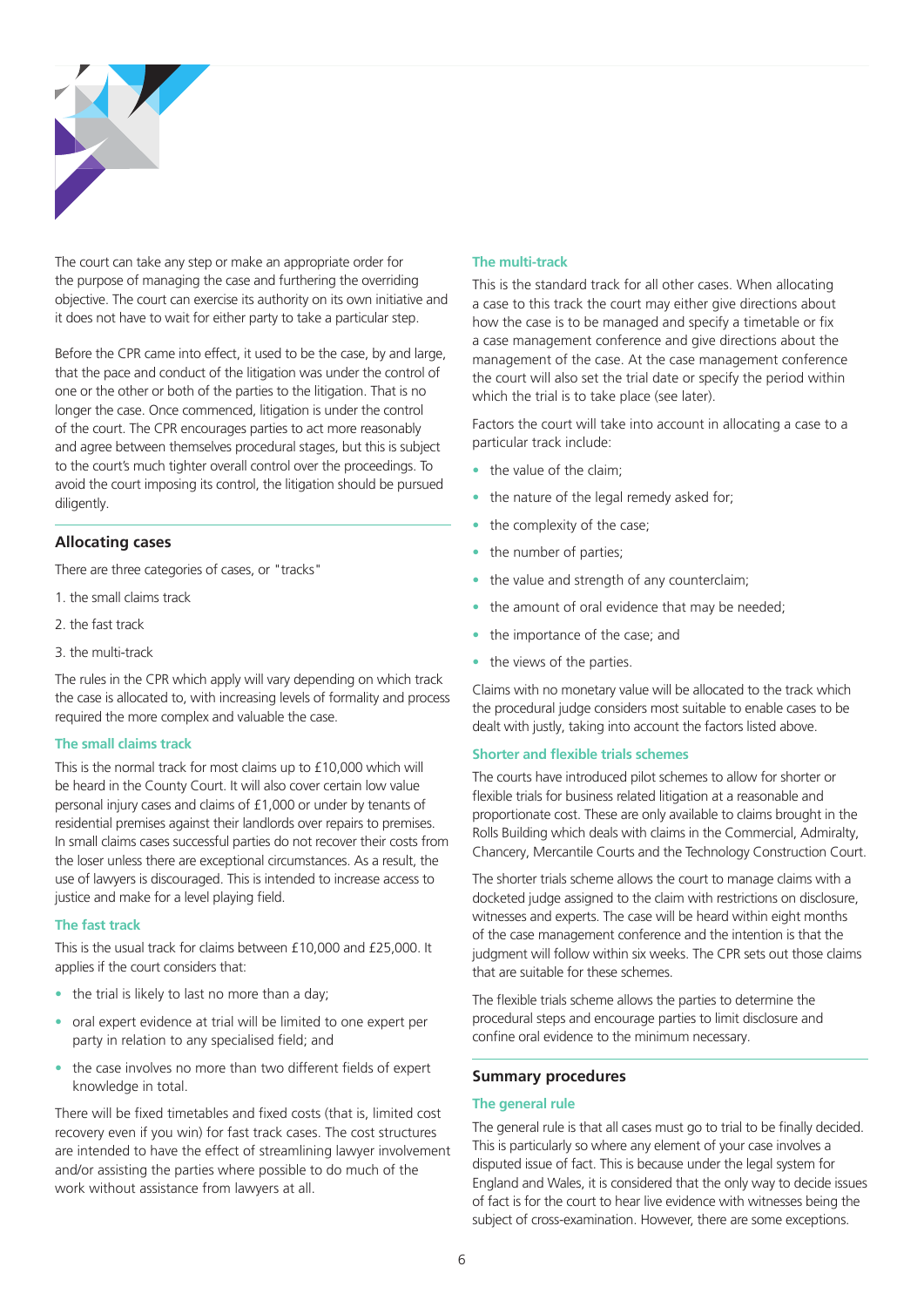The court can take any step or make an appropriate order for the purpose of managing the case and furthering the overriding objective. The court can exercise its authority on its own initiative and it does not have to wait for either party to take a particular step.

Before the CPR came into effect, it used to be the case, by and large, that the pace and conduct of the litigation was under the control of one or the other or both of the parties to the litigation. That is no longer the case. Once commenced, litigation is under the control of the court. The CPR encourages parties to act more reasonably and agree between themselves procedural stages, but this is subject to the court's much tighter overall control over the proceedings. To avoid the court imposing its control, the litigation should be pursued diligently.

## Allocating cases

There are three categories of cases, or "tracks"

1. the small claims track
2. the fast track
3. the multi-track

The rules in the CPR which apply will vary depending on which track the case is allocated to, with increasing levels of formality and process required the more complex and valuable the case.

### The small claims track

This is the normal track for most claims up to £10,000 which will be heard in the County Court. It will also cover certain low value personal injury cases and claims of £1,000 or under by tenants of residential premises against their landlords over repairs to premises. In small claims cases successful parties do not recover their costs from the loser unless there are exceptional circumstances. As a result, the use of lawyers is discouraged. This is intended to increase access to justice and make for a level playing field.

### The fast track

This is the usual track for claims between £10,000 and £25,000. It applies if the court considers that:

- the trial is likely to last no more than a day;
- oral expert evidence at trial will be limited to one expert per party in relation to any specialised field; and
- the case involves no more than two different fields of expert knowledge in total.

There will be fixed timetables and fixed costs (that is, limited cost recovery even if you win) for fast track cases. The cost structures are intended to have the effect of streamlining lawyer involvement and/or assisting the parties where possible to do much of the work without assistance from lawyers at all.

### The multi-track

This is the standard track for all other cases. When allocating a case to this track the court may either give directions about how the case is to be managed and specify a timetable or fix a case management conference and give directions about the management of the case. At the case management conference the court will also set the trial date or specify the period within which the trial is to take place (see later).

Factors the court will take into account in allocating a case to a particular track include:

- the value of the claim;
- the nature of the legal remedy asked for;
- the complexity of the case;
- the number of parties;
- the value and strength of any counterclaim;
- the amount of oral evidence that may be needed;
- the importance of the case; and
- the views of the parties.

Claims with no monetary value will be allocated to the track which the procedural judge considers most suitable to enable cases to be dealt with justly, taking into account the factors listed above.

### Shorter and flexible trials schemes

The courts have introduced pilot schemes to allow for shorter or flexible trials for business related litigation at a reasonable and proportionate cost. These are only available to claims brought in the Rolls Building which deals with claims in the Commercial, Admiralty, Chancery, Mercantile Courts and the Technology Construction Court.

The shorter trials scheme allows the court to manage claims with a docketed judge assigned to the claim with restrictions on disclosure, witnesses and experts. The case will be heard within eight months of the case management conference and the intention is that the judgment will follow within six weeks. The CPR sets out those claims that are suitable for these schemes.

The flexible trials scheme allows the parties to determine the procedural steps and encourage parties to limit disclosure and confine oral evidence to the minimum necessary.

## Summary procedures

### The general rule

The general rule is that all cases must go to trial to be finally decided. This is particularly so where any element of your case involves a disputed issue of fact. This is because under the legal system for England and Wales, it is considered that the only way to decide issues of fact is for the court to hear live evidence with witnesses being the subject of cross-examination. However, there are some exceptions.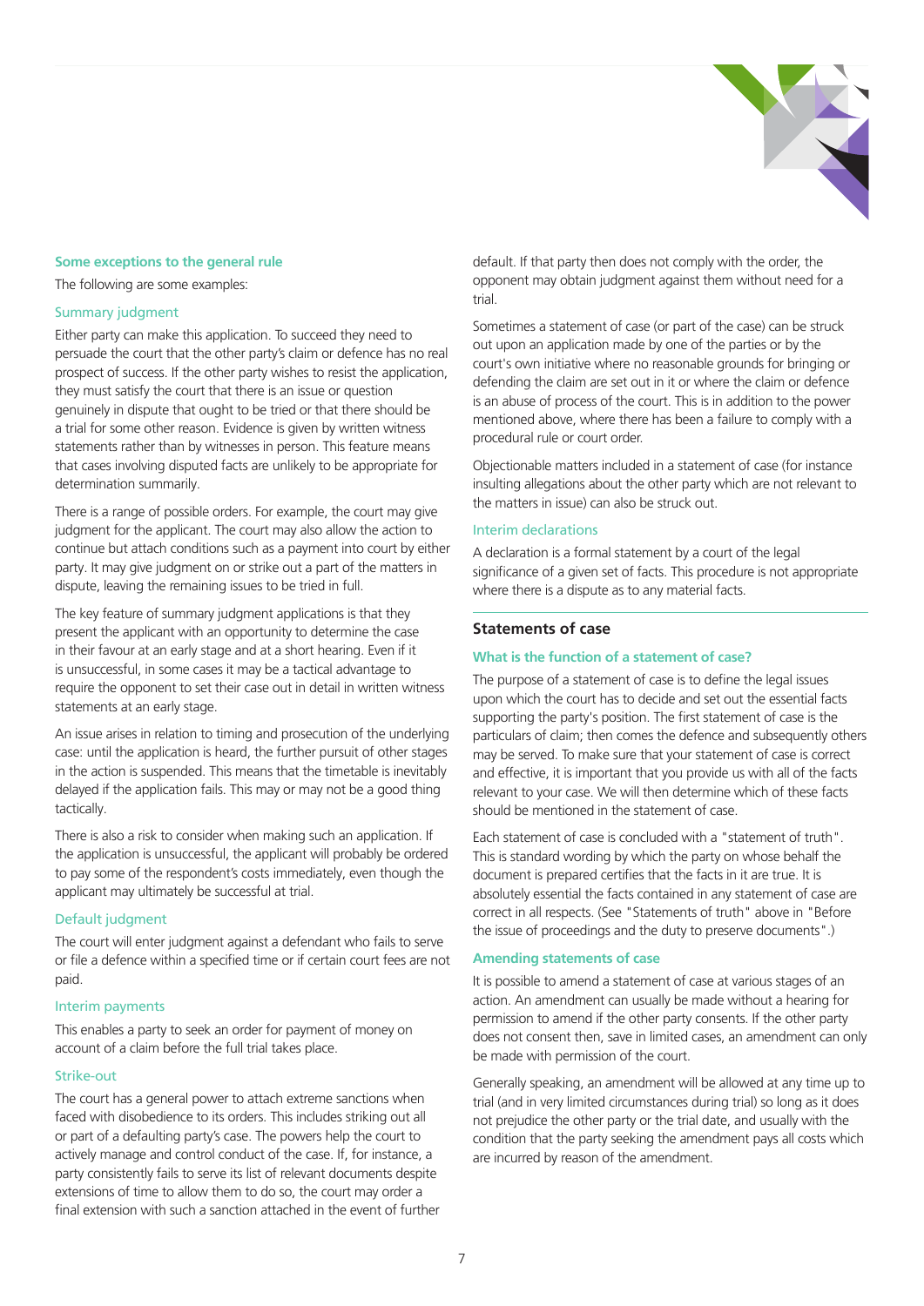### Some exceptions to the general rule

The following are some examples:

#### Summary judgment

Either party can make this application. To succeed they need to persuade the court that the other party's claim or defence has no real prospect of success. If the other party wishes to resist the application, they must satisfy the court that there is an issue or question genuinely in dispute that ought to be tried or that there should be a trial for some other reason. Evidence is given by written witness statements rather than by witnesses in person. This feature means that cases involving disputed facts are unlikely to be appropriate for determination summarily.

There is a range of possible orders. For example, the court may give judgment for the applicant. The court may also allow the action to continue but attach conditions such as a payment into court by either party. It may give judgment on or strike out a part of the matters in dispute, leaving the remaining issues to be tried in full.

The key feature of summary judgment applications is that they present the applicant with an opportunity to determine the case in their favour at an early stage and at a short hearing. Even if it is unsuccessful, in some cases it may be a tactical advantage to require the opponent to set their case out in detail in written witness statements at an early stage.

An issue arises in relation to timing and prosecution of the underlying case: until the application is heard, the further pursuit of other stages in the action is suspended. This means that the timetable is inevitably delayed if the application fails. This may or may not be a good thing tactically.

There is also a risk to consider when making such an application. If the application is unsuccessful, the applicant will probably be ordered to pay some of the respondent's costs immediately, even though the applicant may ultimately be successful at trial.

#### Default judgment

The court will enter judgment against a defendant who fails to serve or file a defence within a specified time or if certain court fees are not paid.

#### Interim payments

This enables a party to seek an order for payment of money on account of a claim before the full trial takes place.

#### Strike-out

The court has a general power to attach extreme sanctions when faced with disobedience to its orders. This includes striking out all or part of a defaulting party's case. The powers help the court to actively manage and control conduct of the case. If, for instance, a party consistently fails to serve its list of relevant documents despite extensions of time to allow them to do so, the court may order a final extension with such a sanction attached in the event of further default. If that party then does not comply with the order, the opponent may obtain judgment against them without need for a trial.

Sometimes a statement of case (or part of the case) can be struck out upon an application made by one of the parties or by the court's own initiative where no reasonable grounds for bringing or defending the claim are set out in it or where the claim or defence is an abuse of process of the court. This is in addition to the power mentioned above, where there has been a failure to comply with a procedural rule or court order.

Objectionable matters included in a statement of case (for instance insulting allegations about the other party which are not relevant to the matters in issue) can also be struck out.

#### Interim declarations

A declaration is a formal statement by a court of the legal significance of a given set of facts. This procedure is not appropriate where there is a dispute as to any material facts.

## Statements of case

### What is the function of a statement of case?

The purpose of a statement of case is to define the legal issues upon which the court has to decide and set out the essential facts supporting the party's position. The first statement of case is the particulars of claim; then comes the defence and subsequently others may be served. To make sure that your statement of case is correct and effective, it is important that you provide us with all of the facts relevant to your case. We will then determine which of these facts should be mentioned in the statement of case.

Each statement of case is concluded with a "statement of truth". This is standard wording by which the party on whose behalf the document is prepared certifies that the facts in it are true. It is absolutely essential the facts contained in any statement of case are correct in all respects. (See "Statements of truth" above in "Before the issue of proceedings and the duty to preserve documents".)

### Amending statements of case

It is possible to amend a statement of case at various stages of an action. An amendment can usually be made without a hearing for permission to amend if the other party consents. If the other party does not consent then, save in limited cases, an amendment can only be made with permission of the court.

Generally speaking, an amendment will be allowed at any time up to trial (and in very limited circumstances during trial) so long as it does not prejudice the other party or the trial date, and usually with the condition that the party seeking the amendment pays all costs which are incurred by reason of the amendment.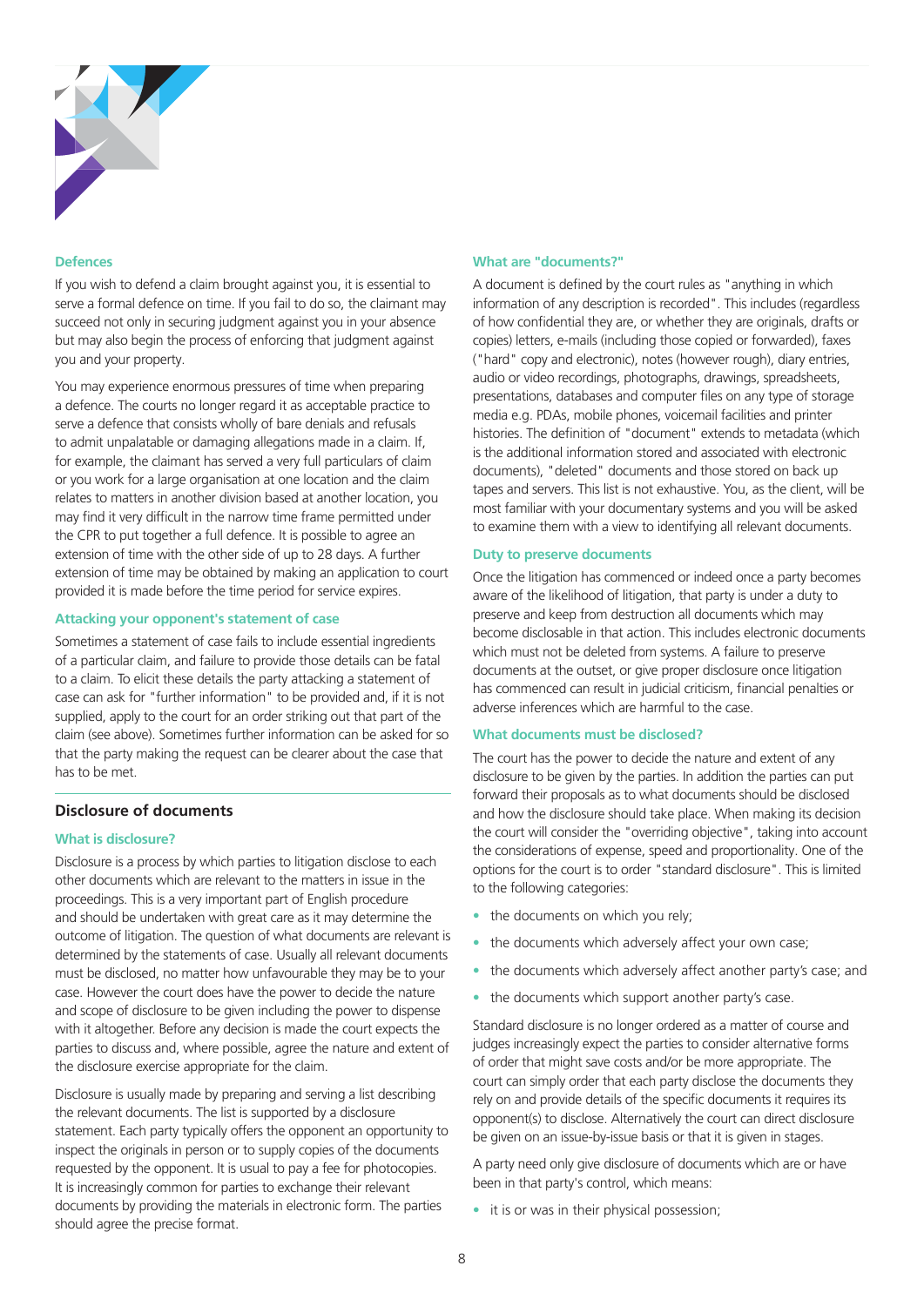### Defences

If you wish to defend a claim brought against you, it is essential to serve a formal defence on time. If you fail to do so, the claimant may succeed not only in securing judgment against you in your absence but may also begin the process of enforcing that judgment against you and your property.

You may experience enormous pressures of time when preparing a defence. The courts no longer regard it as acceptable practice to serve a defence that consists wholly of bare denials and refusals to admit unpalatable or damaging allegations made in a claim. If, for example, the claimant has served a very full particulars of claim or you work for a large organisation at one location and the claim relates to matters in another division based at another location, you may find it very difficult in the narrow time frame permitted under the CPR to put together a full defence. It is possible to agree an extension of time with the other side of up to 28 days. A further extension of time may be obtained by making an application to court provided it is made before the time period for service expires.

### Attacking your opponent's statement of case

Sometimes a statement of case fails to include essential ingredients of a particular claim, and failure to provide those details can be fatal to a claim. To elicit these details the party attacking a statement of case can ask for "further information" to be provided and, if it is not supplied, apply to the court for an order striking out that part of the claim (see above). Sometimes further information can be asked for so that the party making the request can be clearer about the case that has to be met.

## Disclosure of documents

### What is disclosure?

Disclosure is a process by which parties to litigation disclose to each other documents which are relevant to the matters in issue in the proceedings. This is a very important part of English procedure and should be undertaken with great care as it may determine the outcome of litigation. The question of what documents are relevant is determined by the statements of case. Usually all relevant documents must be disclosed, no matter how unfavourable they may be to your case. However the court does have the power to decide the nature and scope of disclosure to be given including the power to dispense with it altogether. Before any decision is made the court expects the parties to discuss and, where possible, agree the nature and extent of the disclosure exercise appropriate for the claim.

Disclosure is usually made by preparing and serving a list describing the relevant documents. The list is supported by a disclosure statement. Each party typically offers the opponent an opportunity to inspect the originals in person or to supply copies of the documents requested by the opponent. It is usual to pay a fee for photocopies. It is increasingly common for parties to exchange their relevant documents by providing the materials in electronic form. The parties should agree the precise format.

### What are "documents?"

A document is defined by the court rules as "anything in which information of any description is recorded". This includes (regardless of how confidential they are, or whether they are originals, drafts or copies) letters, e-mails (including those copied or forwarded), faxes ("hard" copy and electronic), notes (however rough), diary entries, audio or video recordings, photographs, drawings, spreadsheets, presentations, databases and computer files on any type of storage media e.g. PDAs, mobile phones, voicemail facilities and printer histories. The definition of "document" extends to metadata (which is the additional information stored and associated with electronic documents), "deleted" documents and those stored on back up tapes and servers. This list is not exhaustive. You, as the client, will be most familiar with your documentary systems and you will be asked to examine them with a view to identifying all relevant documents.

### Duty to preserve documents

Once the litigation has commenced or indeed once a party becomes aware of the likelihood of litigation, that party is under a duty to preserve and keep from destruction all documents which may become disclosable in that action. This includes electronic documents which must not be deleted from systems. A failure to preserve documents at the outset, or give proper disclosure once litigation has commenced can result in judicial criticism, financial penalties or adverse inferences which are harmful to the case.

### What documents must be disclosed?

The court has the power to decide the nature and extent of any disclosure to be given by the parties. In addition the parties can put forward their proposals as to what documents should be disclosed and how the disclosure should take place. When making its decision the court will consider the "overriding objective", taking into account the considerations of expense, speed and proportionality. One of the options for the court is to order "standard disclosure". This is limited to the following categories:

- the documents on which you rely;
- the documents which adversely affect your own case;
- the documents which adversely affect another party's case; and
- the documents which support another party's case.

Standard disclosure is no longer ordered as a matter of course and judges increasingly expect the parties to consider alternative forms of order that might save costs and/or be more appropriate. The court can simply order that each party disclose the documents they rely on and provide details of the specific documents it requires its opponent(s) to disclose. Alternatively the court can direct disclosure be given on an issue-by-issue basis or that it is given in stages.

A party need only give disclosure of documents which are or have been in that party's control, which means:

- it is or was in their physical possession;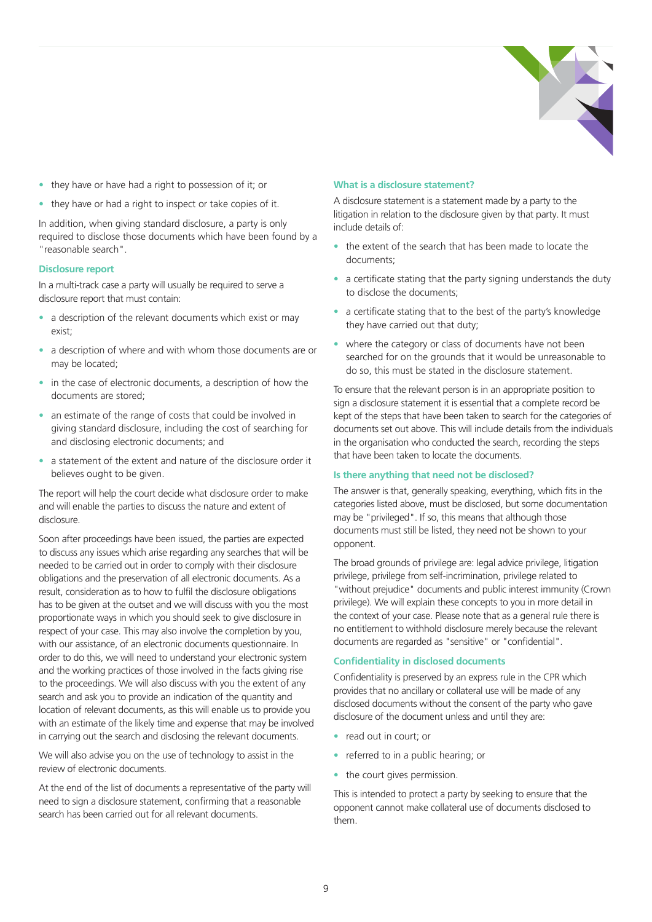- they have or have had a right to possession of it; or
- they have or had a right to inspect or take copies of it.

In addition, when giving standard disclosure, a party is only required to disclose those documents which have been found by a "reasonable search".

### Disclosure report

In a multi-track case a party will usually be required to serve a disclosure report that must contain:

- a description of the relevant documents which exist or may exist;
- a description of where and with whom those documents are or may be located;
- in the case of electronic documents, a description of how the documents are stored;
- an estimate of the range of costs that could be involved in giving standard disclosure, including the cost of searching for and disclosing electronic documents; and
- a statement of the extent and nature of the disclosure order it believes ought to be given.

The report will help the court decide what disclosure order to make and will enable the parties to discuss the nature and extent of disclosure.

Soon after proceedings have been issued, the parties are expected to discuss any issues which arise regarding any searches that will be needed to be carried out in order to comply with their disclosure obligations and the preservation of all electronic documents. As a result, consideration as to how to fulfil the disclosure obligations has to be given at the outset and we will discuss with you the most proportionate ways in which you should seek to give disclosure in respect of your case. This may also involve the completion by you, with our assistance, of an electronic documents questionnaire. In order to do this, we will need to understand your electronic system and the working practices of those involved in the facts giving rise to the proceedings. We will also discuss with you the extent of any search and ask you to provide an indication of the quantity and location of relevant documents, as this will enable us to provide you with an estimate of the likely time and expense that may be involved in carrying out the search and disclosing the relevant documents.

We will also advise you on the use of technology to assist in the review of electronic documents.

At the end of the list of documents a representative of the party will need to sign a disclosure statement, confirming that a reasonable search has been carried out for all relevant documents.

### What is a disclosure statement?

A disclosure statement is a statement made by a party to the litigation in relation to the disclosure given by that party. It must include details of:

- the extent of the search that has been made to locate the documents;
- a certificate stating that the party signing understands the duty to disclose the documents;
- a certificate stating that to the best of the party's knowledge they have carried out that duty;
- where the category or class of documents have not been searched for on the grounds that it would be unreasonable to do so, this must be stated in the disclosure statement.

To ensure that the relevant person is in an appropriate position to sign a disclosure statement it is essential that a complete record be kept of the steps that have been taken to search for the categories of documents set out above. This will include details from the individuals in the organisation who conducted the search, recording the steps that have been taken to locate the documents.

### Is there anything that need not be disclosed?

The answer is that, generally speaking, everything, which fits in the categories listed above, must be disclosed, but some documentation may be "privileged". If so, this means that although those documents must still be listed, they need not be shown to your opponent.

The broad grounds of privilege are: legal advice privilege, litigation privilege, privilege from self-incrimination, privilege related to "without prejudice" documents and public interest immunity (Crown privilege). We will explain these concepts to you in more detail in the context of your case. Please note that as a general rule there is no entitlement to withhold disclosure merely because the relevant documents are regarded as "sensitive" or "confidential".

### Confidentiality in disclosed documents

Confidentiality is preserved by an express rule in the CPR which provides that no ancillary or collateral use will be made of any disclosed documents without the consent of the party who gave disclosure of the document unless and until they are:

- read out in court; or
- referred to in a public hearing; or
- the court gives permission.

This is intended to protect a party by seeking to ensure that the opponent cannot make collateral use of documents disclosed to them.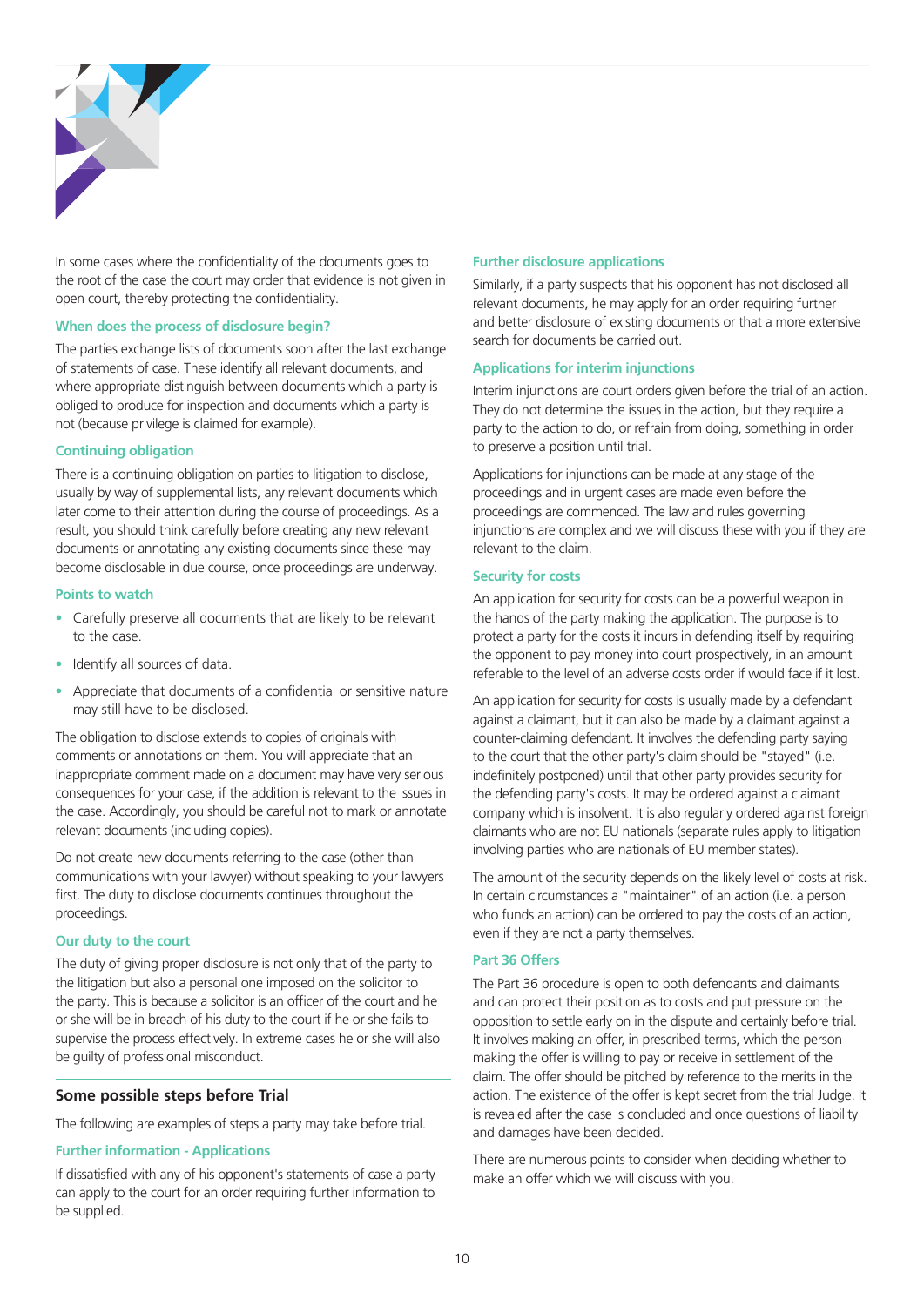In some cases where the confidentiality of the documents goes to the root of the case the court may order that evidence is not given in open court, thereby protecting the confidentiality.

### When does the process of disclosure begin?

The parties exchange lists of documents soon after the last exchange of statements of case. These identify all relevant documents, and where appropriate distinguish between documents which a party is obliged to produce for inspection and documents which a party is not (because privilege is claimed for example).

### Continuing obligation

There is a continuing obligation on parties to litigation to disclose, usually by way of supplemental lists, any relevant documents which later come to their attention during the course of proceedings. As a result, you should think carefully before creating any new relevant documents or annotating any existing documents since these may become disclosable in due course, once proceedings are underway.

### Points to watch

- Carefully preserve all documents that are likely to be relevant to the case.
- Identify all sources of data.
- Appreciate that documents of a confidential or sensitive nature may still have to be disclosed.

The obligation to disclose extends to copies of originals with comments or annotations on them. You will appreciate that an inappropriate comment made on a document may have very serious consequences for your case, if the addition is relevant to the issues in the case. Accordingly, you should be careful not to mark or annotate relevant documents (including copies).

Do not create new documents referring to the case (other than communications with your lawyer) without speaking to your lawyers first. The duty to disclose documents continues throughout the proceedings.

### Our duty to the court

The duty of giving proper disclosure is not only that of the party to the litigation but also a personal one imposed on the solicitor to the party. This is because a solicitor is an officer of the court and he or she will be in breach of his duty to the court if he or she fails to supervise the process effectively. In extreme cases he or she will also be guilty of professional misconduct.

## Some possible steps before Trial

The following are examples of steps a party may take before trial.

### Further information - Applications

If dissatisfied with any of his opponent's statements of case a party can apply to the court for an order requiring further information to be supplied.

### Further disclosure applications

Similarly, if a party suspects that his opponent has not disclosed all relevant documents, he may apply for an order requiring further and better disclosure of existing documents or that a more extensive search for documents be carried out.

### Applications for interim injunctions

Interim injunctions are court orders given before the trial of an action. They do not determine the issues in the action, but they require a party to the action to do, or refrain from doing, something in order to preserve a position until trial.

Applications for injunctions can be made at any stage of the proceedings and in urgent cases are made even before the proceedings are commenced. The law and rules governing injunctions are complex and we will discuss these with you if they are relevant to the claim.

### Security for costs

An application for security for costs can be a powerful weapon in the hands of the party making the application. The purpose is to protect a party for the costs it incurs in defending itself by requiring the opponent to pay money into court prospectively, in an amount referable to the level of an adverse costs order if would face if it lost.

An application for security for costs is usually made by a defendant against a claimant, but it can also be made by a claimant against a counter-claiming defendant. It involves the defending party saying to the court that the other party's claim should be "stayed" (i.e. indefinitely postponed) until that other party provides security for the defending party's costs. It may be ordered against a claimant company which is insolvent. It is also regularly ordered against foreign claimants who are not EU nationals (separate rules apply to litigation involving parties who are nationals of EU member states).

The amount of the security depends on the likely level of costs at risk. In certain circumstances a "maintainer" of an action (i.e. a person who funds an action) can be ordered to pay the costs of an action, even if they are not a party themselves.

### Part 36 Offers

The Part 36 procedure is open to both defendants and claimants and can protect their position as to costs and put pressure on the opposition to settle early on in the dispute and certainly before trial. It involves making an offer, in prescribed terms, which the person making the offer is willing to pay or receive in settlement of the claim. The offer should be pitched by reference to the merits in the action. The existence of the offer is kept secret from the trial Judge. It is revealed after the case is concluded and once questions of liability and damages have been decided.

There are numerous points to consider when deciding whether to make an offer which we will discuss with you.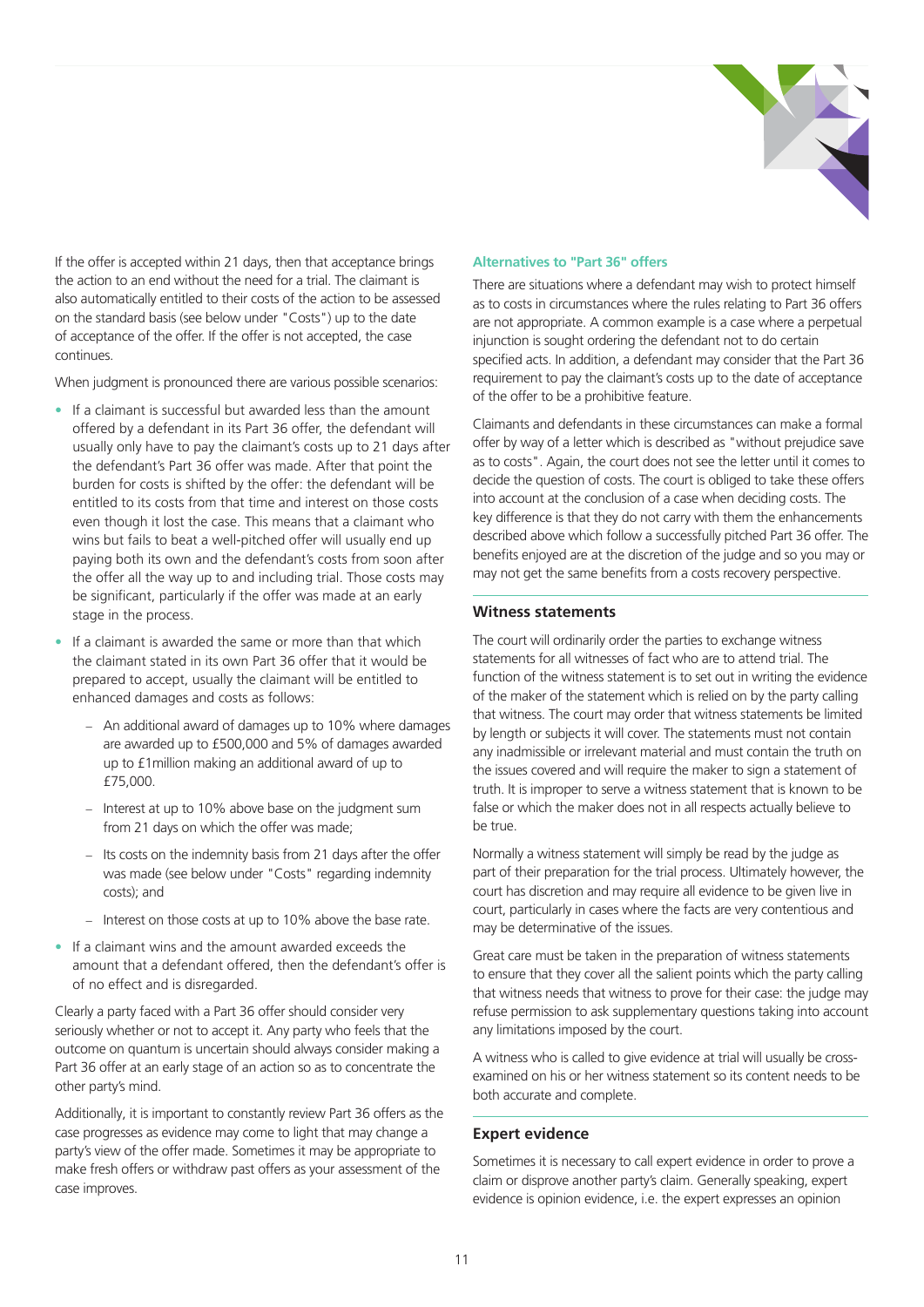If the offer is accepted within 21 days, then that acceptance brings the action to an end without the need for a trial. The claimant is also automatically entitled to their costs of the action to be assessed on the standard basis (see below under "Costs") up to the date of acceptance of the offer. If the offer is not accepted, the case continues.

When judgment is pronounced there are various possible scenarios:

- If a claimant is successful but awarded less than the amount offered by a defendant in its Part 36 offer, the defendant will usually only have to pay the claimant's costs up to 21 days after the defendant's Part 36 offer was made. After that point the burden for costs is shifted by the offer: the defendant will be entitled to its costs from that time and interest on those costs even though it lost the case. This means that a claimant who wins but fails to beat a well-pitched offer will usually end up paying both its own and the defendant's costs from soon after the offer all the way up to and including trial. Those costs may be significant, particularly if the offer was made at an early stage in the process.
- If a claimant is awarded the same or more than that which the claimant stated in its own Part 36 offer that it would be prepared to accept, usually the claimant will be entitled to enhanced damages and costs as follows:
  - An additional award of damages up to 10% where damages are awarded up to £500,000 and 5% of damages awarded up to £1million making an additional award of up to £75,000.
  - Interest at up to 10% above base on the judgment sum from 21 days on which the offer was made;
  - Its costs on the indemnity basis from 21 days after the offer was made (see below under "Costs" regarding indemnity costs); and
  - Interest on those costs at up to 10% above the base rate.
- If a claimant wins and the amount awarded exceeds the amount that a defendant offered, then the defendant's offer is of no effect and is disregarded.

Clearly a party faced with a Part 36 offer should consider very seriously whether or not to accept it. Any party who feels that the outcome on quantum is uncertain should always consider making a Part 36 offer at an early stage of an action so as to concentrate the other party's mind.

Additionally, it is important to constantly review Part 36 offers as the case progresses as evidence may come to light that may change a party's view of the offer made. Sometimes it may be appropriate to make fresh offers or withdraw past offers as your assessment of the case improves.

### Alternatives to "Part 36" offers

There are situations where a defendant may wish to protect himself as to costs in circumstances where the rules relating to Part 36 offers are not appropriate. A common example is a case where a perpetual injunction is sought ordering the defendant not to do certain specified acts. In addition, a defendant may consider that the Part 36 requirement to pay the claimant's costs up to the date of acceptance of the offer to be a prohibitive feature.

Claimants and defendants in these circumstances can make a formal offer by way of a letter which is described as "without prejudice save as to costs". Again, the court does not see the letter until it comes to decide the question of costs. The court is obliged to take these offers into account at the conclusion of a case when deciding costs. The key difference is that they do not carry with them the enhancements described above which follow a successfully pitched Part 36 offer. The benefits enjoyed are at the discretion of the judge and so you may or may not get the same benefits from a costs recovery perspective.

## Witness statements

The court will ordinarily order the parties to exchange witness statements for all witnesses of fact who are to attend trial. The function of the witness statement is to set out in writing the evidence of the maker of the statement which is relied on by the party calling that witness. The court may order that witness statements be limited by length or subjects it will cover. The statements must not contain any inadmissible or irrelevant material and must contain the truth on the issues covered and will require the maker to sign a statement of truth. It is improper to serve a witness statement that is known to be false or which the maker does not in all respects actually believe to be true.

Normally a witness statement will simply be read by the judge as part of their preparation for the trial process. Ultimately however, the court has discretion and may require all evidence to be given live in court, particularly in cases where the facts are very contentious and may be determinative of the issues.

Great care must be taken in the preparation of witness statements to ensure that they cover all the salient points which the party calling that witness needs that witness to prove for their case: the judge may refuse permission to ask supplementary questions taking into account any limitations imposed by the court.

A witness who is called to give evidence at trial will usually be cross-examined on his or her witness statement so its content needs to be both accurate and complete.

## Expert evidence

Sometimes it is necessary to call expert evidence in order to prove a claim or disprove another party's claim. Generally speaking, expert evidence is opinion evidence, i.e. the expert expresses an opinion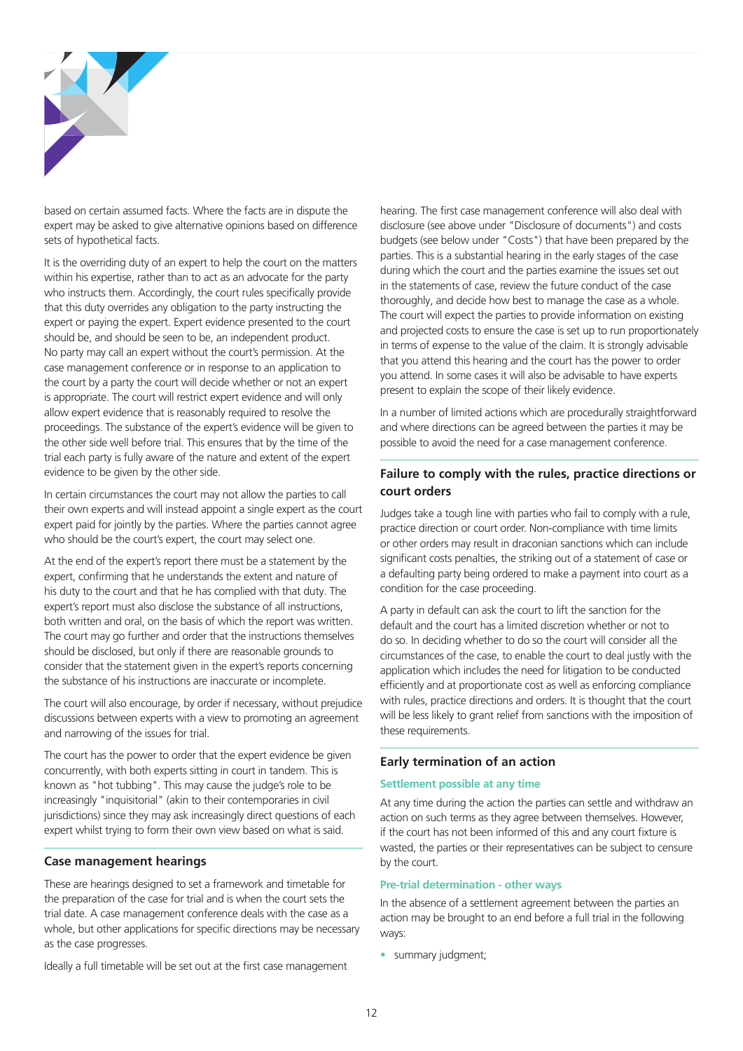based on certain assumed facts. Where the facts are in dispute the expert may be asked to give alternative opinions based on difference sets of hypothetical facts.

It is the overriding duty of an expert to help the court on the matters within his expertise, rather than to act as an advocate for the party who instructs them. Accordingly, the court rules specifically provide that this duty overrides any obligation to the party instructing the expert or paying the expert. Expert evidence presented to the court should be, and should be seen to be, an independent product. No party may call an expert without the court's permission. At the case management conference or in response to an application to the court by a party the court will decide whether or not an expert is appropriate. The court will restrict expert evidence and will only allow expert evidence that is reasonably required to resolve the proceedings. The substance of the expert's evidence will be given to the other side well before trial. This ensures that by the time of the trial each party is fully aware of the nature and extent of the expert evidence to be given by the other side.

In certain circumstances the court may not allow the parties to call their own experts and will instead appoint a single expert as the court expert paid for jointly by the parties. Where the parties cannot agree who should be the court's expert, the court may select one.

At the end of the expert's report there must be a statement by the expert, confirming that he understands the extent and nature of his duty to the court and that he has complied with that duty. The expert's report must also disclose the substance of all instructions, both written and oral, on the basis of which the report was written. The court may go further and order that the instructions themselves should be disclosed, but only if there are reasonable grounds to consider that the statement given in the expert's reports concerning the substance of his instructions are inaccurate or incomplete.

The court will also encourage, by order if necessary, without prejudice discussions between experts with a view to promoting an agreement and narrowing of the issues for trial.

The court has the power to order that the expert evidence be given concurrently, with both experts sitting in court in tandem. This is known as "hot tubbing". This may cause the judge's role to be increasingly "inquisitorial" (akin to their contemporaries in civil jurisdictions) since they may ask increasingly direct questions of each expert whilst trying to form their own view based on what is said.

## Case management hearings

These are hearings designed to set a framework and timetable for the preparation of the case for trial and is when the court sets the trial date. A case management conference deals with the case as a whole, but other applications for specific directions may be necessary as the case progresses.

Ideally a full timetable will be set out at the first case management hearing. The first case management conference will also deal with disclosure (see above under "Disclosure of documents") and costs budgets (see below under "Costs") that have been prepared by the parties. This is a substantial hearing in the early stages of the case during which the court and the parties examine the issues set out in the statements of case, review the future conduct of the case thoroughly, and decide how best to manage the case as a whole. The court will expect the parties to provide information on existing and projected costs to ensure the case is set up to run proportionately in terms of expense to the value of the claim. It is strongly advisable that you attend this hearing and the court has the power to order you attend. In some cases it will also be advisable to have experts present to explain the scope of their likely evidence.

In a number of limited actions which are procedurally straightforward and where directions can be agreed between the parties it may be possible to avoid the need for a case management conference.

## Failure to comply with the rules, practice directions or court orders

Judges take a tough line with parties who fail to comply with a rule, practice direction or court order. Non-compliance with time limits or other orders may result in draconian sanctions which can include significant costs penalties, the striking out of a statement of case or a defaulting party being ordered to make a payment into court as a condition for the case proceeding.

A party in default can ask the court to lift the sanction for the default and the court has a limited discretion whether or not to do so. In deciding whether to do so the court will consider all the circumstances of the case, to enable the court to deal justly with the application which includes the need for litigation to be conducted efficiently and at proportionate cost as well as enforcing compliance with rules, practice directions and orders. It is thought that the court will be less likely to grant relief from sanctions with the imposition of these requirements.

## Early termination of an action

### Settlement possible at any time

At any time during the action the parties can settle and withdraw an action on such terms as they agree between themselves. However, if the court has not been informed of this and any court fixture is wasted, the parties or their representatives can be subject to censure by the court.

### Pre-trial determination - other ways

In the absence of a settlement agreement between the parties an action may be brought to an end before a full trial in the following ways:

- summary judgment;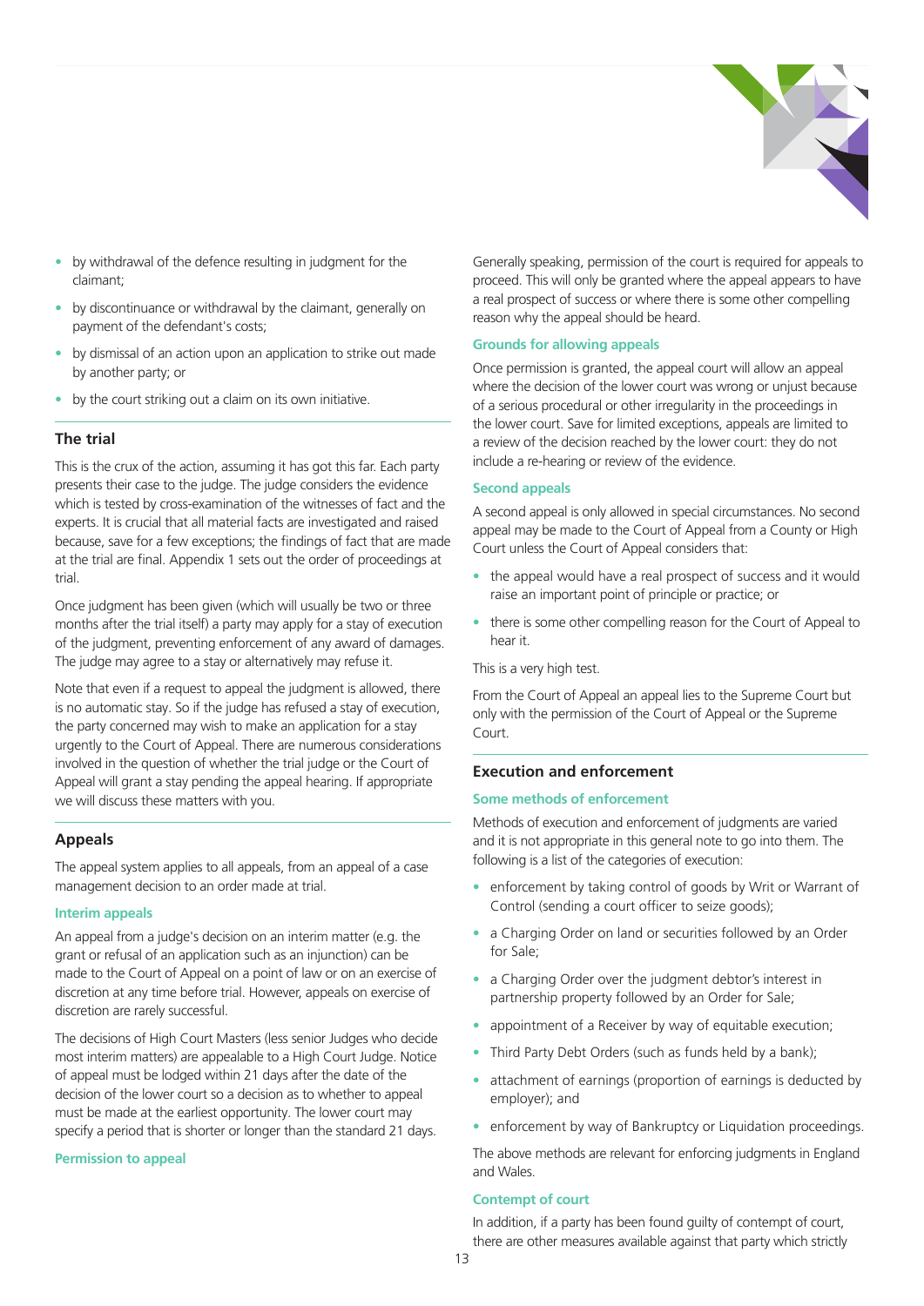- by withdrawal of the defence resulting in judgment for the claimant;
- by discontinuance or withdrawal by the claimant, generally on payment of the defendant's costs;
- by dismissal of an action upon an application to strike out made by another party; or
- by the court striking out a claim on its own initiative.

## The trial

This is the crux of the action, assuming it has got this far. Each party presents their case to the judge. The judge considers the evidence which is tested by cross-examination of the witnesses of fact and the experts. It is crucial that all material facts are investigated and raised because, save for a few exceptions; the findings of fact that are made at the trial are final. Appendix 1 sets out the order of proceedings at trial.

Once judgment has been given (which will usually be two or three months after the trial itself) a party may apply for a stay of execution of the judgment, preventing enforcement of any award of damages. The judge may agree to a stay or alternatively may refuse it.

Note that even if a request to appeal the judgment is allowed, there is no automatic stay. So if the judge has refused a stay of execution, the party concerned may wish to make an application for a stay urgently to the Court of Appeal. There are numerous considerations involved in the question of whether the trial judge or the Court of Appeal will grant a stay pending the appeal hearing. If appropriate we will discuss these matters with you.

## Appeals

The appeal system applies to all appeals, from an appeal of a case management decision to an order made at trial.

### Interim appeals

An appeal from a judge's decision on an interim matter (e.g. the grant or refusal of an application such as an injunction) can be made to the Court of Appeal on a point of law or on an exercise of discretion at any time before trial. However, appeals on exercise of discretion are rarely successful.

The decisions of High Court Masters (less senior Judges who decide most interim matters) are appealable to a High Court Judge. Notice of appeal must be lodged within 21 days after the date of the decision of the lower court so a decision as to whether to appeal must be made at the earliest opportunity. The lower court may specify a period that is shorter or longer than the standard 21 days.

### Permission to appeal

Generally speaking, permission of the court is required for appeals to proceed. This will only be granted where the appeal appears to have a real prospect of success or where there is some other compelling reason why the appeal should be heard.

### Grounds for allowing appeals

Once permission is granted, the appeal court will allow an appeal where the decision of the lower court was wrong or unjust because of a serious procedural or other irregularity in the proceedings in the lower court. Save for limited exceptions, appeals are limited to a review of the decision reached by the lower court: they do not include a re-hearing or review of the evidence.

### Second appeals

A second appeal is only allowed in special circumstances. No second appeal may be made to the Court of Appeal from a County or High Court unless the Court of Appeal considers that:

- the appeal would have a real prospect of success and it would raise an important point of principle or practice; or
- there is some other compelling reason for the Court of Appeal to hear it.

This is a very high test.

From the Court of Appeal an appeal lies to the Supreme Court but only with the permission of the Court of Appeal or the Supreme Court.

## Execution and enforcement

### Some methods of enforcement

Methods of execution and enforcement of judgments are varied and it is not appropriate in this general note to go into them. The following is a list of the categories of execution:

- enforcement by taking control of goods by Writ or Warrant of Control (sending a court officer to seize goods);
- a Charging Order on land or securities followed by an Order for Sale;
- a Charging Order over the judgment debtor's interest in partnership property followed by an Order for Sale;
- appointment of a Receiver by way of equitable execution;
- Third Party Debt Orders (such as funds held by a bank);
- attachment of earnings (proportion of earnings is deducted by employer); and
- enforcement by way of Bankruptcy or Liquidation proceedings.

The above methods are relevant for enforcing judgments in England and Wales.

### Contempt of court

In addition, if a party has been found guilty of contempt of court, there are other measures available against that party which strictly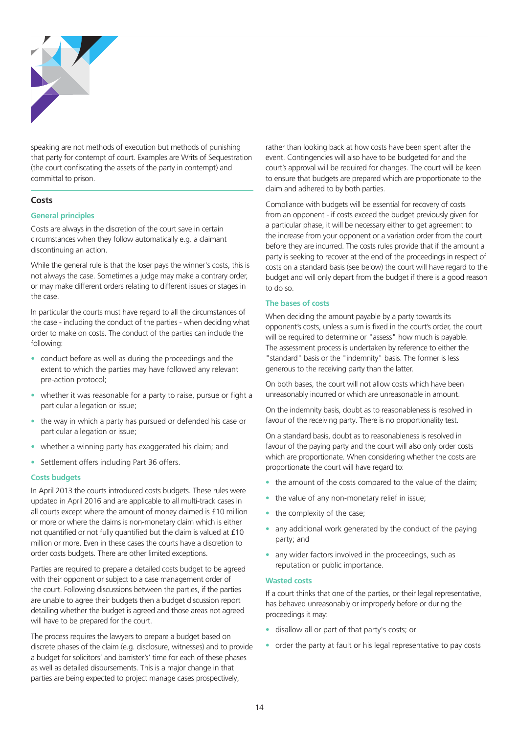speaking are not methods of execution but methods of punishing that party for contempt of court. Examples are Writs of Sequestration (the court confiscating the assets of the party in contempt) and committal to prison.

## Costs

### General principles

Costs are always in the discretion of the court save in certain circumstances when they follow automatically e.g. a claimant discontinuing an action.

While the general rule is that the loser pays the winner's costs, this is not always the case. Sometimes a judge may make a contrary order, or may make different orders relating to different issues or stages in the case.

In particular the courts must have regard to all the circumstances of the case - including the conduct of the parties - when deciding what order to make on costs. The conduct of the parties can include the following:

- conduct before as well as during the proceedings and the extent to which the parties may have followed any relevant pre-action protocol;
- whether it was reasonable for a party to raise, pursue or fight a particular allegation or issue;
- the way in which a party has pursued or defended his case or particular allegation or issue;
- whether a winning party has exaggerated his claim; and
- Settlement offers including Part 36 offers.

### Costs budgets

In April 2013 the courts introduced costs budgets. These rules were updated in April 2016 and are applicable to all multi-track cases in all courts except where the amount of money claimed is £10 million or more or where the claims is non-monetary claim which is either not quantified or not fully quantified but the claim is valued at £10 million or more. Even in these cases the courts have a discretion to order costs budgets. There are other limited exceptions.

Parties are required to prepare a detailed costs budget to be agreed with their opponent or subject to a case management order of the court. Following discussions between the parties, if the parties are unable to agree their budgets then a budget discussion report detailing whether the budget is agreed and those areas not agreed will have to be prepared for the court.

The process requires the lawyers to prepare a budget based on discrete phases of the claim (e.g. disclosure, witnesses) and to provide a budget for solicitors' and barrister's' time for each of these phases as well as detailed disbursements. This is a major change in that parties are being expected to project manage cases prospectively, rather than looking back at how costs have been spent after the event. Contingencies will also have to be budgeted for and the court's approval will be required for changes. The court will be keen to ensure that budgets are prepared which are proportionate to the claim and adhered to by both parties.

Compliance with budgets will be essential for recovery of costs from an opponent - if costs exceed the budget previously given for a particular phase, it will be necessary either to get agreement to the increase from your opponent or a variation order from the court before they are incurred. The costs rules provide that if the amount a party is seeking to recover at the end of the proceedings in respect of costs on a standard basis (see below) the court will have regard to the budget and will only depart from the budget if there is a good reason to do so.

### The bases of costs

When deciding the amount payable by a party towards its opponent's costs, unless a sum is fixed in the court's order, the court will be required to determine or "assess" how much is payable. The assessment process is undertaken by reference to either the "standard" basis or the "indemnity" basis. The former is less generous to the receiving party than the latter.

On both bases, the court will not allow costs which have been unreasonably incurred or which are unreasonable in amount.

On the indemnity basis, doubt as to reasonableness is resolved in favour of the receiving party. There is no proportionality test.

On a standard basis, doubt as to reasonableness is resolved in favour of the paying party and the court will also only order costs which are proportionate. When considering whether the costs are proportionate the court will have regard to:

- the amount of the costs compared to the value of the claim;
- the value of any non-monetary relief in issue;
- the complexity of the case;
- any additional work generated by the conduct of the paying party; and
- any wider factors involved in the proceedings, such as reputation or public importance.

### Wasted costs

If a court thinks that one of the parties, or their legal representative, has behaved unreasonably or improperly before or during the proceedings it may:

- disallow all or part of that party's costs; or
- order the party at fault or his legal representative to pay costs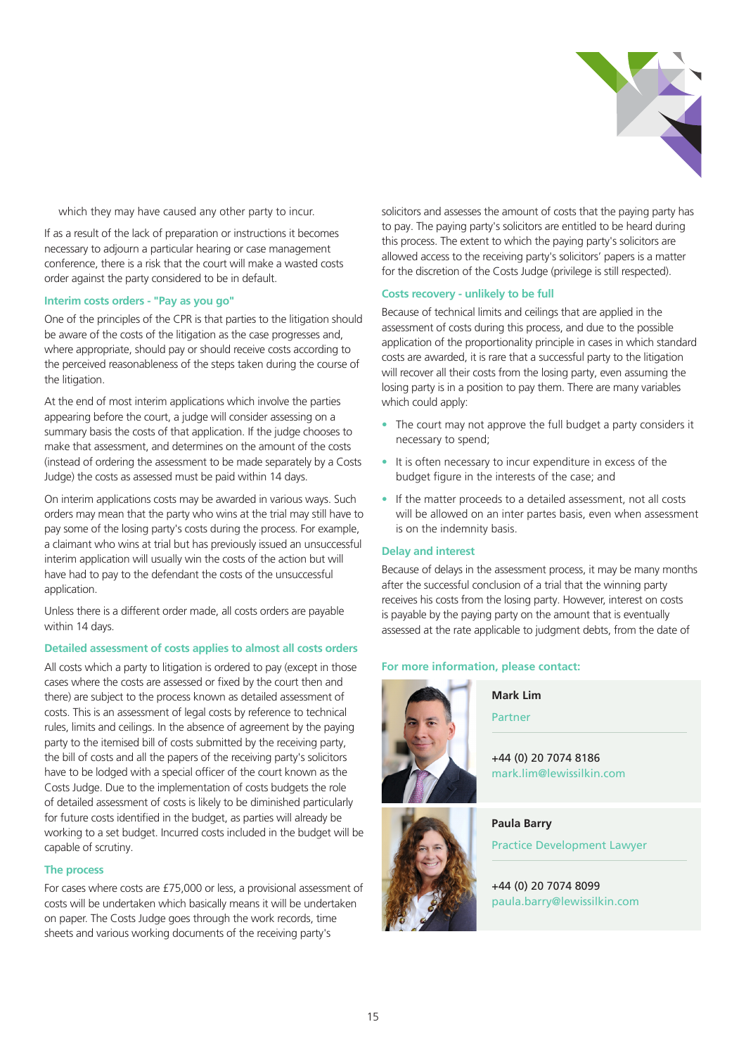which they may have caused any other party to incur.

If as a result of the lack of preparation or instructions it becomes necessary to adjourn a particular hearing or case management conference, there is a risk that the court will make a wasted costs order against the party considered to be in default.

### Interim costs orders - "Pay as you go"

One of the principles of the CPR is that parties to the litigation should be aware of the costs of the litigation as the case progresses and, where appropriate, should pay or should receive costs according to the perceived reasonableness of the steps taken during the course of the litigation.

At the end of most interim applications which involve the parties appearing before the court, a judge will consider assessing on a summary basis the costs of that application. If the judge chooses to make that assessment, and determines on the amount of the costs (instead of ordering the assessment to be made separately by a Costs Judge) the costs as assessed must be paid within 14 days.

On interim applications costs may be awarded in various ways. Such orders may mean that the party who wins at the trial may still have to pay some of the losing party's costs during the process. For example, a claimant who wins at trial but has previously issued an unsuccessful interim application will usually win the costs of the action but will have to pay to the defendant the costs of the unsuccessful application.

Unless there is a different order made, all costs orders are payable within 14 days.

### Detailed assessment of costs applies to almost all costs orders

All costs which a party to litigation is ordered to pay (except in those cases where the costs are assessed or fixed by the court then and there) are subject to the process known as detailed assessment of costs. This is an assessment of legal costs by reference to technical rules, limits and ceilings. In the absence of agreement by the paying party to the itemised bill of costs submitted by the receiving party, the bill of costs and all the papers of the receiving party's solicitors have to be lodged with a special officer of the court known as the Costs Judge. Due to the implementation of costs budgets the role of detailed assessment of costs is likely to be diminished particularly for future costs identified in the budget, as parties will already be working to a set budget. Incurred costs included in the budget will be capable of scrutiny.

### The process

For cases where costs are £75,000 or less, a provisional assessment of costs will be undertaken which basically means it will be undertaken on paper. The Costs Judge goes through the work records, time sheets and various working documents of the receiving party's solicitors and assesses the amount of costs that the paying party has to pay. The paying party's solicitors are entitled to be heard during this process. The extent to which the paying party's solicitors are allowed access to the receiving party's solicitors' papers is a matter for the discretion of the Costs Judge (privilege is still respected).

### Costs recovery - unlikely to be full

Because of technical limits and ceilings that are applied in the assessment of costs during this process, and due to the possible application of the proportionality principle in cases in which standard costs are awarded, it is rare that a successful party to the litigation will recover all their costs from the losing party, even assuming the losing party is in a position to pay them. There are many variables which could apply:

- The court may not approve the full budget a party considers it necessary to spend;
- It is often necessary to incur expenditure in excess of the budget figure in the interests of the case; and
- If the matter proceeds to a detailed assessment, not all costs will be allowed on an inter partes basis, even when assessment is on the indemnity basis.

### Delay and interest

Because of delays in the assessment process, it may be many months after the successful conclusion of a trial that the winning party receives his costs from the losing party. However, interest on costs is payable by the paying party on the amount that is eventually assessed at the rate applicable to judgment debts, from the date of

### For more information, please contact:

**Mark Lim**
Partner

+44 (0) 20 7074 8186
mark.lim@lewissilkin.com

**Paula Barry**
Practice Development Lawyer

+44 (0) 20 7074 8099
paula.barry@lewissilkin.com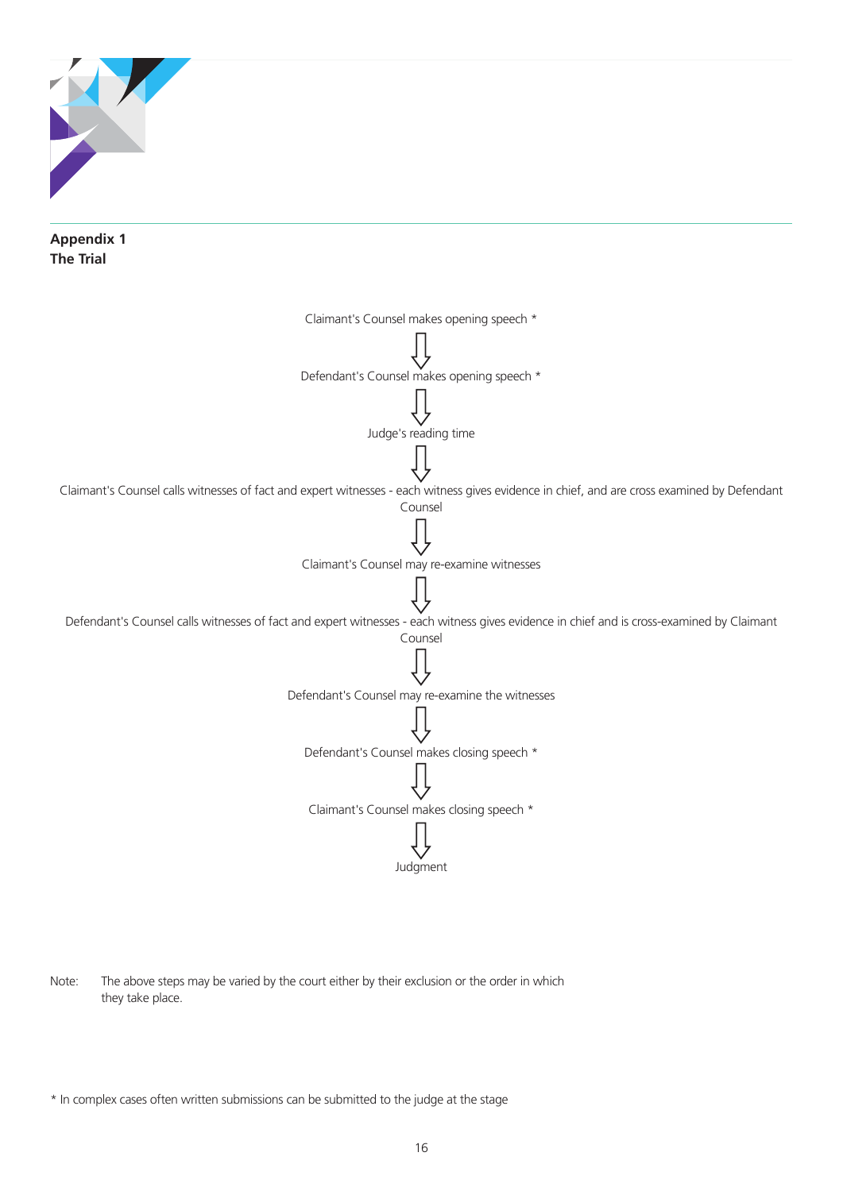## Appendix 1
## The Trial

Claimant's Counsel makes opening speech *

⇩

Defendant's Counsel makes opening speech *

⇩

Judge's reading time

⇩

Claimant's Counsel calls witnesses of fact and expert witnesses - each witness gives evidence in chief, and are cross examined by Defendant Counsel

⇩

Claimant's Counsel may re-examine witnesses

⇩

Defendant's Counsel calls witnesses of fact and expert witnesses - each witness gives evidence in chief and is cross-examined by Claimant Counsel

⇩

Defendant's Counsel may re-examine the witnesses

⇩

Defendant's Counsel makes closing speech *

⇩

Claimant's Counsel makes closing speech *

⇩

Judgment

Note: The above steps may be varied by the court either by their exclusion or the order in which they take place.

* In complex cases often written submissions can be submitted to the judge at the stage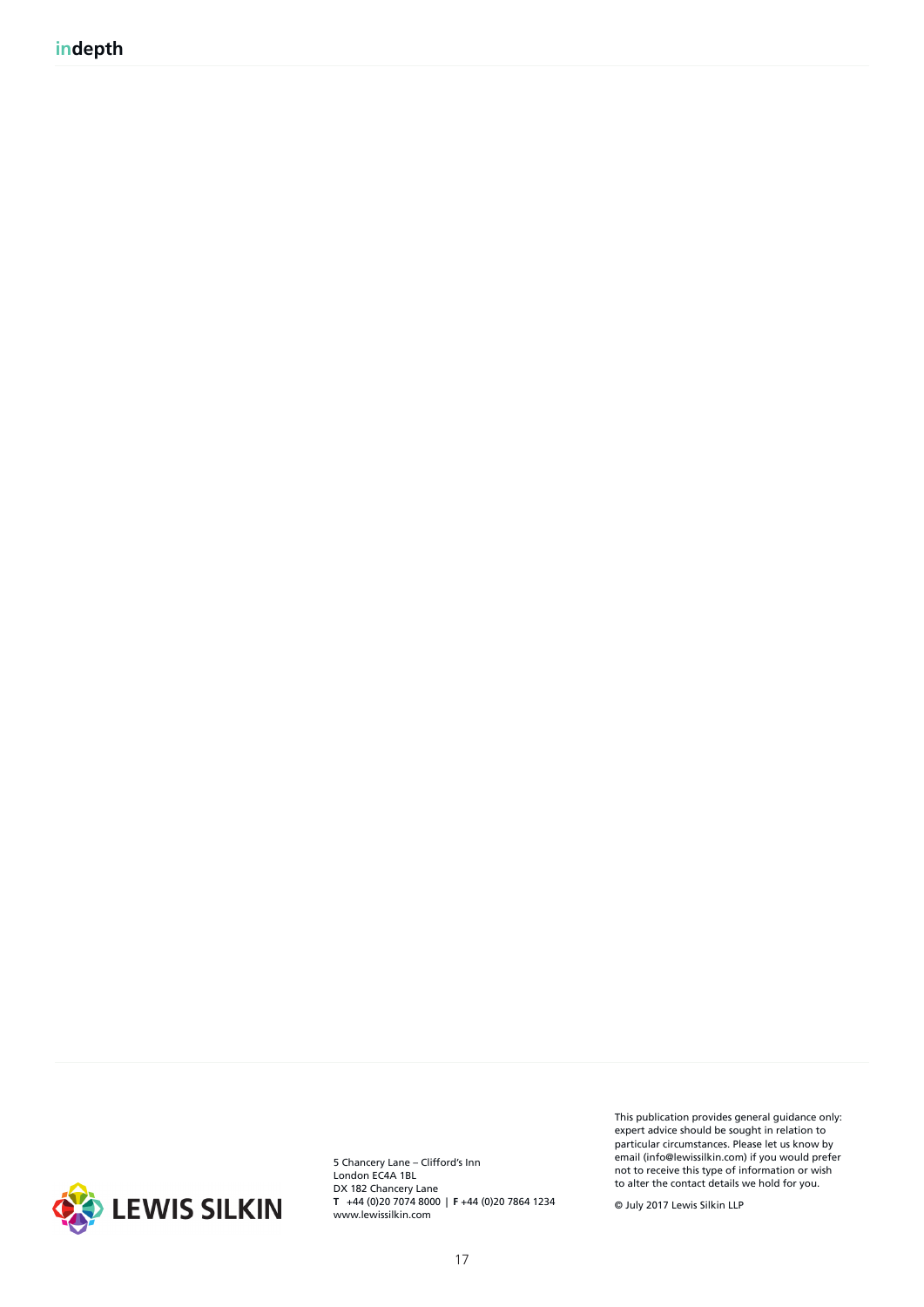5 Chancery Lane – Clifford's Inn
London EC4A 1BL
DX 182 Chancery Lane
**T** +44 (0)20 7074 8000 | **F** +44 (0)20 7864 1234
www.lewissilkin.com

This publication provides general guidance only: expert advice should be sought in relation to particular circumstances. Please let us know by email (info@lewissilkin.com) if you would prefer not to receive this type of information or wish to alter the contact details we hold for you.

© July 2017 Lewis Silkin LLP